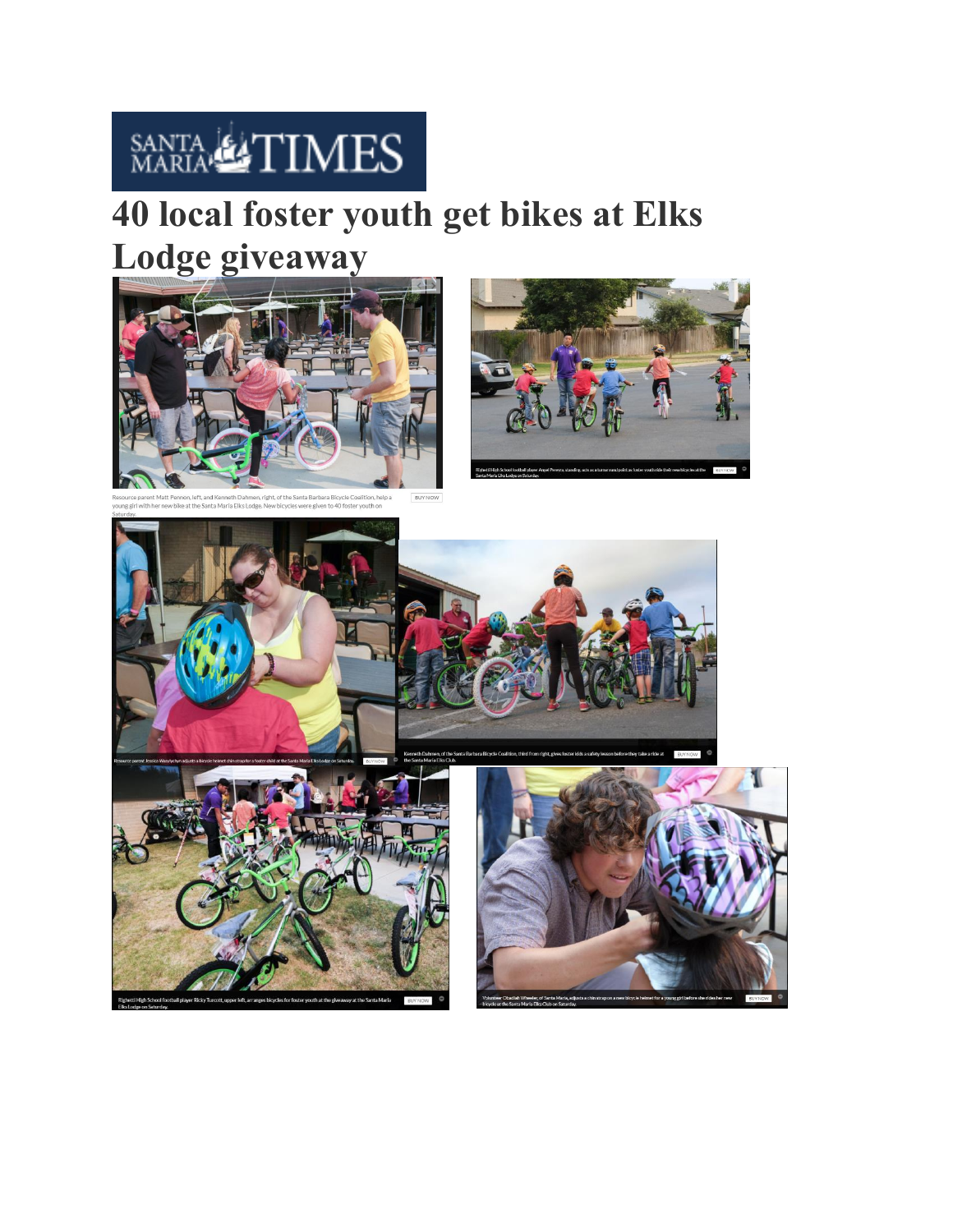SANTA MARIA TIMES

# 40 local foster youth get bikes at Elks Lodge giveaway

Resource parent Matt Pennon, left, and Kenneth Dahmen, right, of the Santa Barbara Bicycle Coalition, help a young girl with her new bike at the Santa Maria Elks Lodge. New bicycles were given to 40 foster youth on Saturday.

Righetti High School football player Angel Pereyra, standing, acts as a turnaround point as foster youth ride their new bicycles at the Santa Maria Elks Lodge on Saturday.

Resource parent Jessica Wasylyshyn adjusts a bicycle helmet chin strap for a foster child at the Santa Maria Elks Lodge on Saturday.

Kenneth Dahmen, of the Santa Barbara Bicycle Coalition, third from right, gives foster kids a safety lesson before they take a ride at the Santa Maria Elks Club.

Righetti High School football player Ricky Turcott, upper left, arranges bicycles for foster youth at the giveaway at the Santa Maria Elks Lodge on Saturday.

Volunteer Obadiah Wheeler, of Santa Maria, adjusts a chin strap on a new bicycle helmet for a young girl before she rides her new bicycle at the Santa Maria Elks Club on Saturday.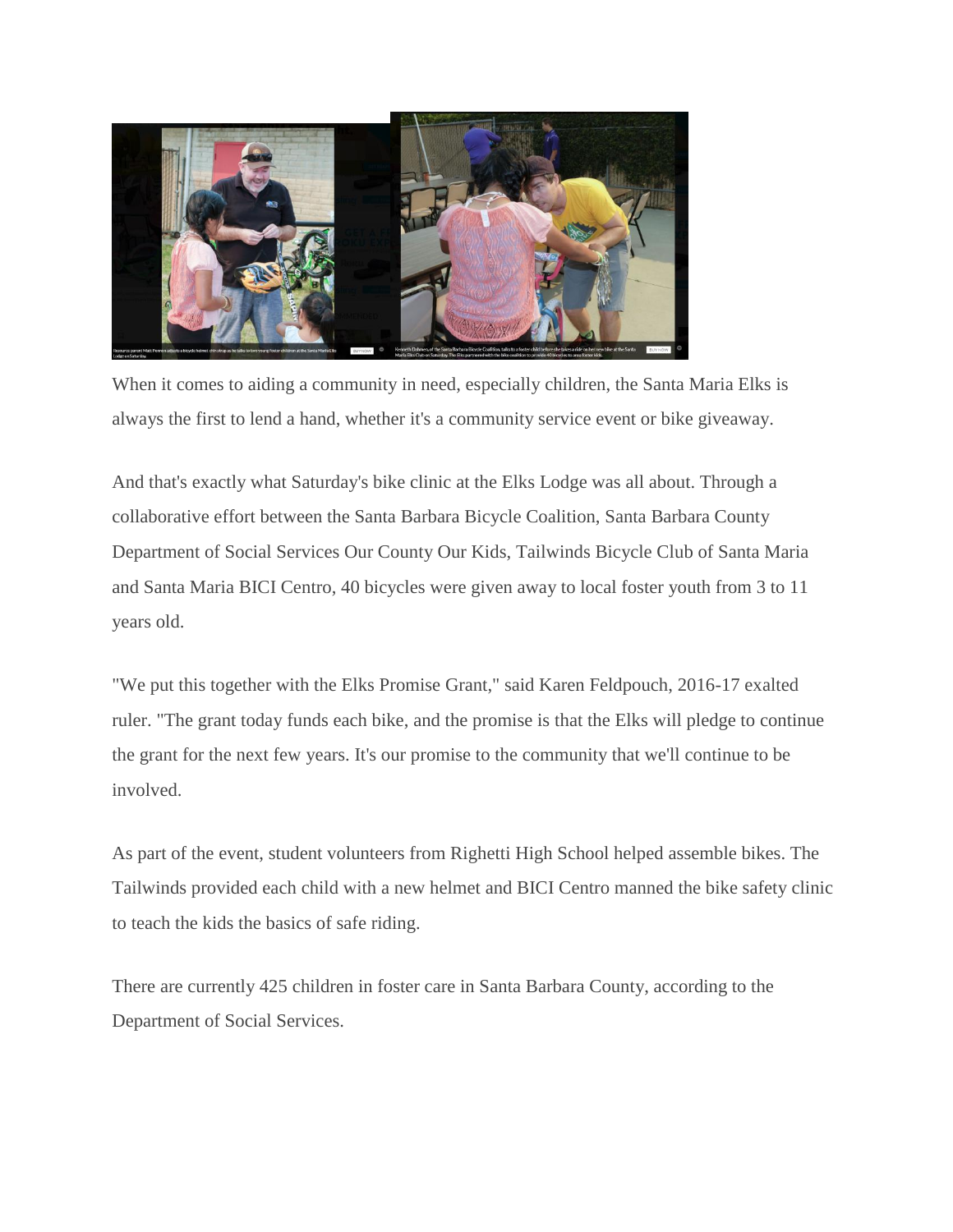When it comes to aiding a community in need, especially children, the Santa Maria Elks is always the first to lend a hand, whether it's a community service event or bike giveaway.

And that's exactly what Saturday's bike clinic at the Elks Lodge was all about. Through a collaborative effort between the Santa Barbara Bicycle Coalition, Santa Barbara County Department of Social Services Our County Our Kids, Tailwinds Bicycle Club of Santa Maria and Santa Maria BICI Centro, 40 bicycles were given away to local foster youth from 3 to 11 years old.

"We put this together with the Elks Promise Grant," said Karen Feldpouch, 2016-17 exalted ruler. "The grant today funds each bike, and the promise is that the Elks will pledge to continue the grant for the next few years. It's our promise to the community that we'll continue to be involved.

As part of the event, student volunteers from Righetti High School helped assemble bikes. The Tailwinds provided each child with a new helmet and BICI Centro manned the bike safety clinic to teach the kids the basics of safe riding.

There are currently 425 children in foster care in Santa Barbara County, according to the Department of Social Services.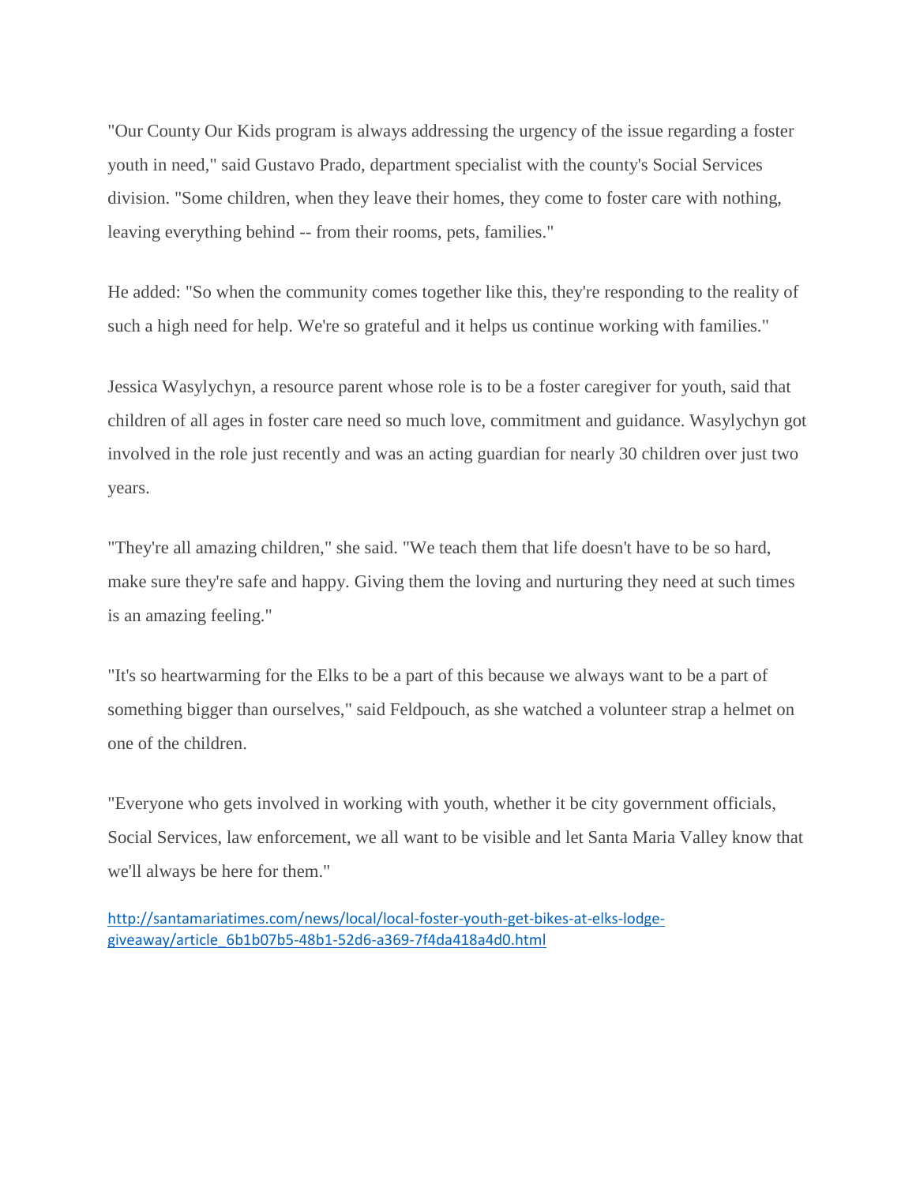"Our County Our Kids program is always addressing the urgency of the issue regarding a foster youth in need," said Gustavo Prado, department specialist with the county's Social Services division. "Some children, when they leave their homes, they come to foster care with nothing, leaving everything behind -- from their rooms, pets, families."

He added: "So when the community comes together like this, they're responding to the reality of such a high need for help. We're so grateful and it helps us continue working with families."

Jessica Wasylychyn, a resource parent whose role is to be a foster caregiver for youth, said that children of all ages in foster care need so much love, commitment and guidance. Wasylychyn got involved in the role just recently and was an acting guardian for nearly 30 children over just two years.

"They're all amazing children," she said. "We teach them that life doesn't have to be so hard, make sure they're safe and happy. Giving them the loving and nurturing they need at such times is an amazing feeling."

"It's so heartwarming for the Elks to be a part of this because we always want to be a part of something bigger than ourselves," said Feldpouch, as she watched a volunteer strap a helmet on one of the children.

"Everyone who gets involved in working with youth, whether it be city government officials, Social Services, law enforcement, we all want to be visible and let Santa Maria Valley know that we'll always be here for them."

http://santamariatimes.com/news/local/local-foster-youth-get-bikes-at-elks-lodge-giveaway/article_6b1b07b5-48b1-52d6-a369-7f4da418a4d0.html